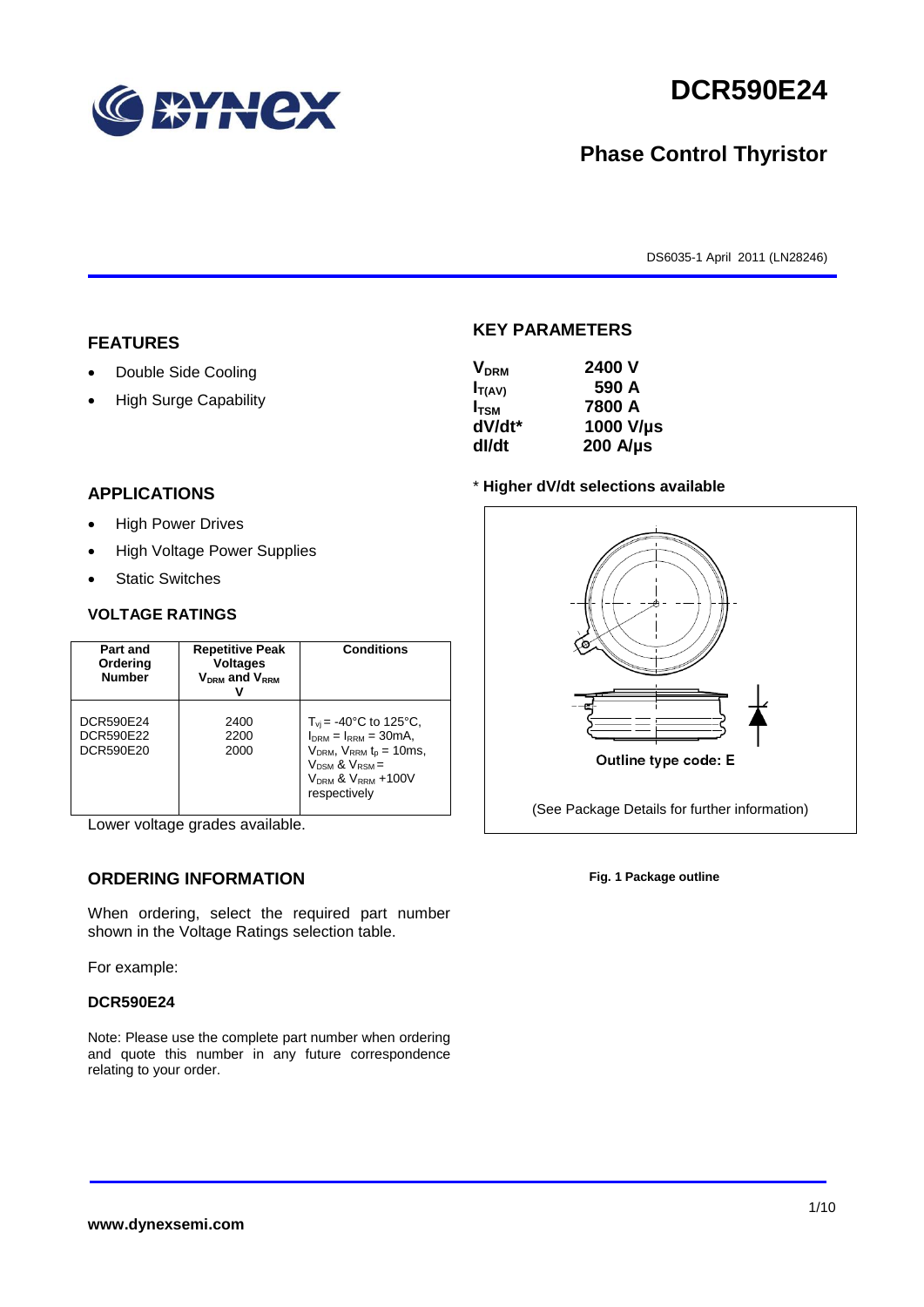# DCR590E24

## Phase Control Thyristor

DS6035-1 April 2011 (LN28246)

## FEATURES

- Double Side Cooling
- High Surge Capability

## APPLICATIONS

- High Power Drives
- High Voltage Power Supplies
- Static Switches

## KEY PARAMETERS

| | |
|---|---|
| $V_{DRM}$ | 2400 V |
| $I_{T(AV)}$ | 590 A |
| $I_{TSM}$ | 7800 A |
| dV/dt* | 1000 V/µs |
| dI/dt | 200 A/µs |

\* **Higher dV/dt selections available**

## VOLTAGE RATINGS

| Part and Ordering Number | Repetitive Peak Voltages $V_{DRM}$ and $V_{RRM}$ V | Conditions |
|---|---|---|
| DCR590E24<br>DCR590E22<br>DCR590E20 | 2400<br>2200<br>2000 | $T_{vj}$ = -40°C to 125°C, $I_{DRM}$ = $I_{RRM}$ = 30mA, $V_{DRM}$, $V_{RRM}$ $t_p$ = 10ms, $V_{DSM}$ & $V_{RSM}$ = $V_{DRM}$ & $V_{RRM}$ +100V respectively |

Lower voltage grades available.

Outline type code: E

(See Package Details for further information)

**Fig. 1 Package outline**

## ORDERING INFORMATION

When ordering, select the required part number shown in the Voltage Ratings selection table.

For example:

**DCR590E24**

Note: Please use the complete part number when ordering and quote this number in any future correspondence relating to your order.

**www.dynexsemi.com**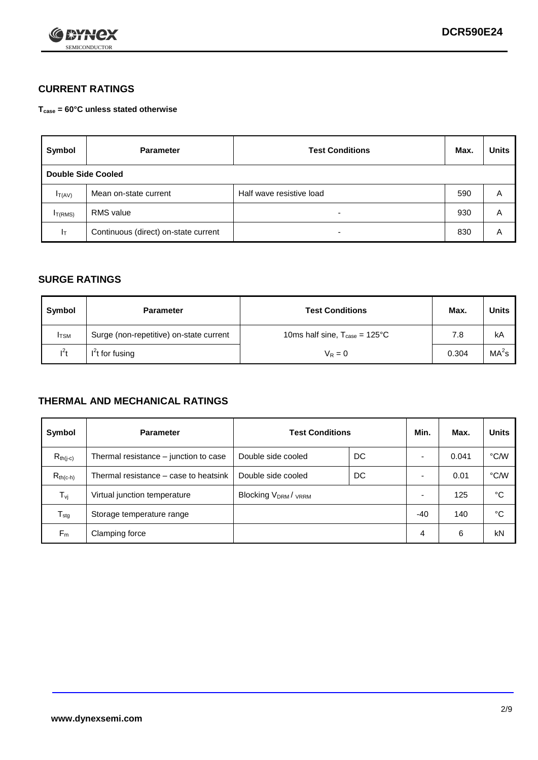## CURRENT RATINGS

**$T_{case}$ = 60°C unless stated otherwise**

| Symbol | Parameter | Test Conditions | Max. | Units |
|---|---|---|---|---|
| **Double Side Cooled** | | | | |
| $I_{T(AV)}$ | Mean on-state current | Half wave resistive load | 590 | A |
| $I_{T(RMS)}$ | RMS value | - | 930 | A |
| $I_T$ | Continuous (direct) on-state current | - | 830 | A |

## SURGE RATINGS

| Symbol | Parameter | Test Conditions | Max. | Units |
|---|---|---|---|---|
| $I_{TSM}$ | Surge (non-repetitive) on-state current | 10ms half sine, $T_{case}$ = 125°C | 7.8 | kA |
| $I^2t$ | $I^2t$ for fusing | $V_R = 0$ | 0.304 | $MA^2s$ |

## THERMAL AND MECHANICAL RATINGS

| Symbol | Parameter | Test Conditions | | Min. | Max. | Units |
|---|---|---|---|---|---|---|
| $R_{th(j-c)}$ | Thermal resistance – junction to case | Double side cooled | DC | - | 0.041 | °C/W |
| $R_{th(c-h)}$ | Thermal resistance – case to heatsink | Double side cooled | DC | - | 0.01 | °C/W |
| $T_{vj}$ | Virtual junction temperature | Blocking $V_{DRM}$ / $V_{RRM}$ | | - | 125 | °C |
| $T_{stg}$ | Storage temperature range | | | -40 | 140 | °C |
| $F_m$ | Clamping force | | | 4 | 6 | kN |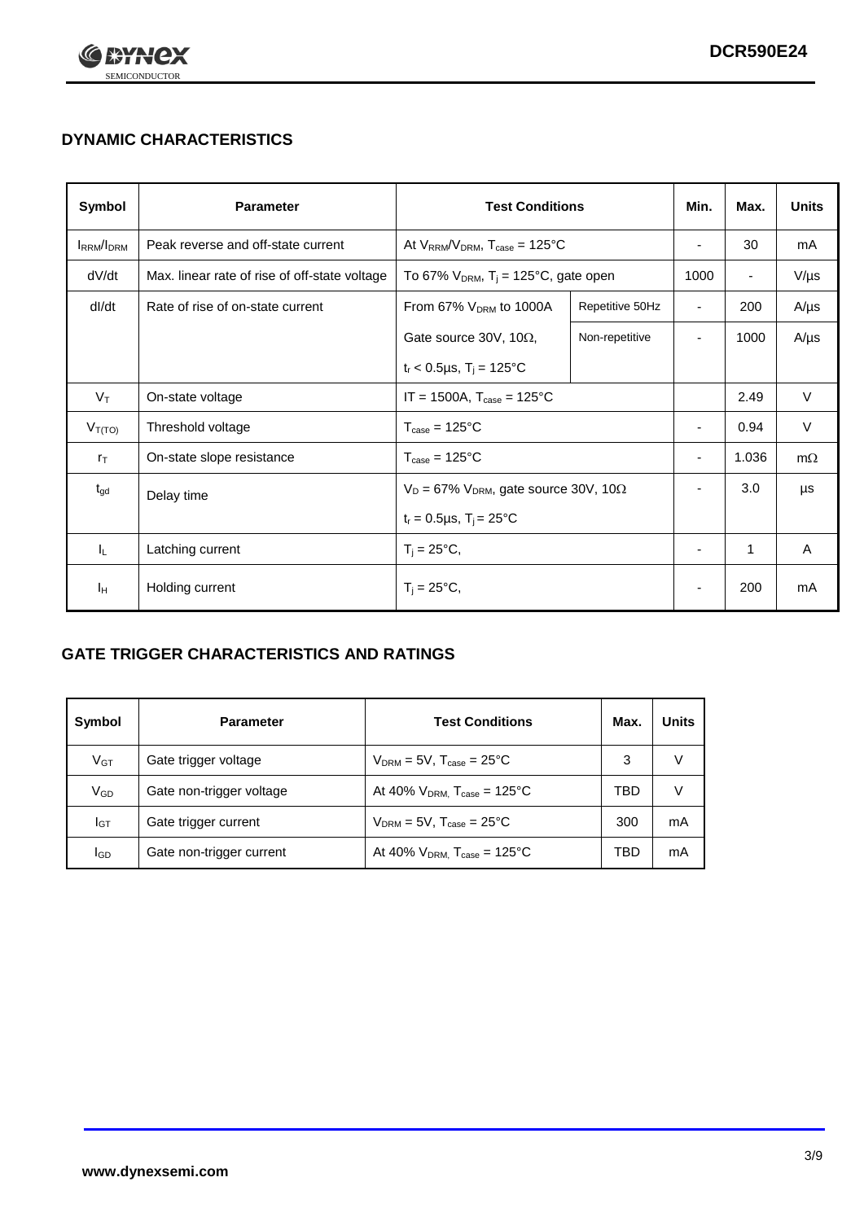## DYNAMIC CHARACTERISTICS

| Symbol | Parameter | Test Conditions | | Min. | Max. | Units |
|---|---|---|---|---|---|---|
| $I_{RRM}/I_{DRM}$ | Peak reverse and off-state current | At $V_{RRM}/V_{DRM}$, $T_{case}$ = 125°C | | - | 30 | mA |
| dV/dt | Max. linear rate of rise of off-state voltage | To 67% $V_{DRM}$, $T_j$ = 125°C, gate open | | 1000 | - | V/μs |
| dI/dt | Rate of rise of on-state current | From 67% $V_{DRM}$ to 1000A | Repetitive 50Hz | - | 200 | A/μs |
| | | Gate source 30V, 10Ω, $t_r$ < 0.5μs, $T_j$ = 125°C | Non-repetitive | - | 1000 | A/μs |
| $V_T$ | On-state voltage | IT = 1500A, $T_{case}$ = 125°C | | | 2.49 | V |
| $V_{T(TO)}$ | Threshold voltage | $T_{case}$ = 125°C | | - | 0.94 | V |
| $r_T$ | On-state slope resistance | $T_{case}$ = 125°C | | - | 1.036 | mΩ |
| $t_{gd}$ | Delay time | $V_D$ = 67% $V_{DRM}$, gate source 30V, 10Ω, $t_r$ = 0.5μs, $T_j$ = 25°C | | - | 3.0 | μs |
| $I_L$ | Latching current | $T_j$ = 25°C, | | - | 1 | A |
| $I_H$ | Holding current | $T_j$ = 25°C, | | - | 200 | mA |

## GATE TRIGGER CHARACTERISTICS AND RATINGS

| Symbol | Parameter | Test Conditions | Max. | Units |
|---|---|---|---|---|
| $V_{GT}$ | Gate trigger voltage | $V_{DRM}$ = 5V, $T_{case}$ = 25°C | 3 | V |
| $V_{GD}$ | Gate non-trigger voltage | At 40% $V_{DRM}$, $T_{case}$ = 125°C | TBD | V |
| $I_{GT}$ | Gate trigger current | $V_{DRM}$ = 5V, $T_{case}$ = 25°C | 300 | mA |
| $I_{GD}$ | Gate non-trigger current | At 40% $V_{DRM}$, $T_{case}$ = 125°C | TBD | mA |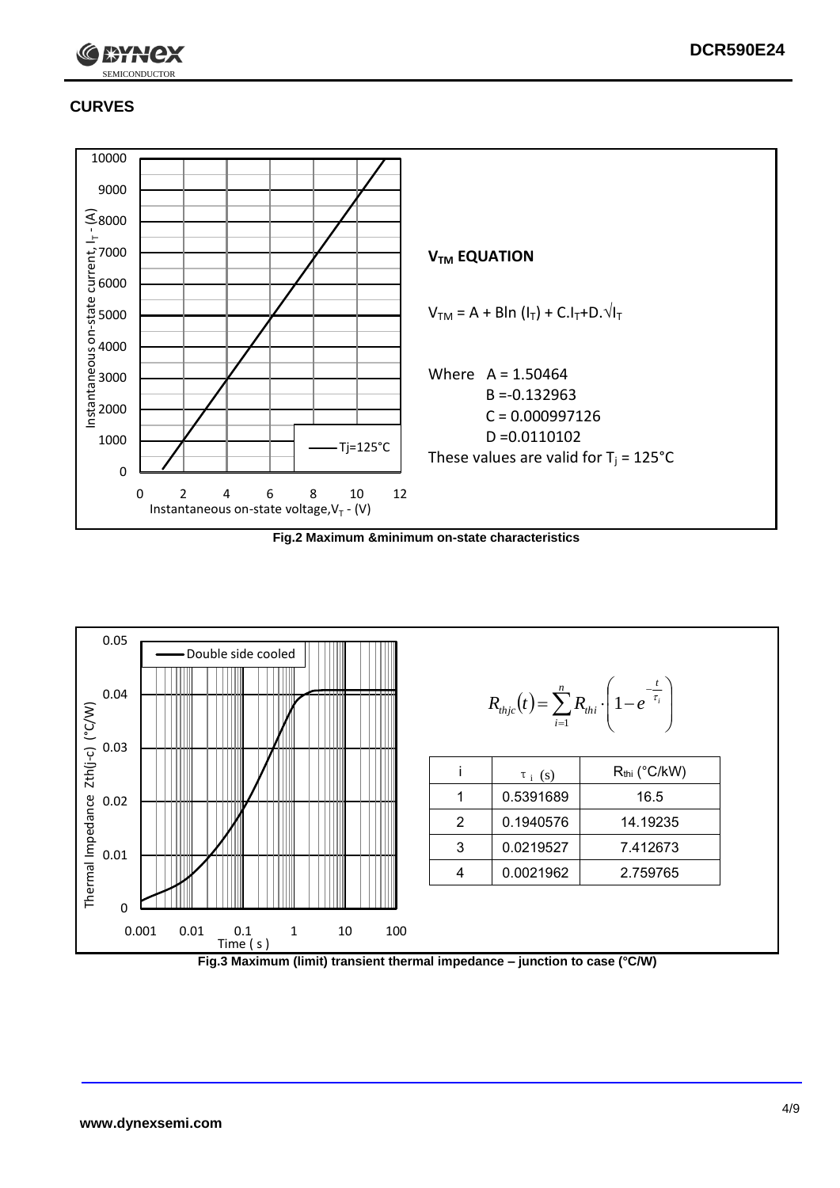## CURVES

### $V_{TM}$ EQUATION

$V_{TM} = A + B\ln(I_T) + C.I_T + D.\sqrt{I_T}$

Where $A = 1.50464$
$B = -0.132963$
$C = 0.000997126$
$D = 0.0110102$

These values are valid for $T_j = 125°C$

Fig.2 Maximum &minimum on-state characteristics

$$R_{thjc}(t) = \sum_{i=1}^{n} R_{thi} \cdot \left(1 - e^{-\frac{t}{\tau_i}}\right)$$

| i | $\tau_i$ (s) | $R_{thi}$ (°C/kW) |
|---|---|---|
| 1 | 0.5391689 | 16.5 |
| 2 | 0.1940576 | 14.19235 |
| 3 | 0.0219527 | 7.412673 |
| 4 | 0.0021962 | 2.759765 |

Fig.3 Maximum (limit) transient thermal impedance – junction to case (°C/W)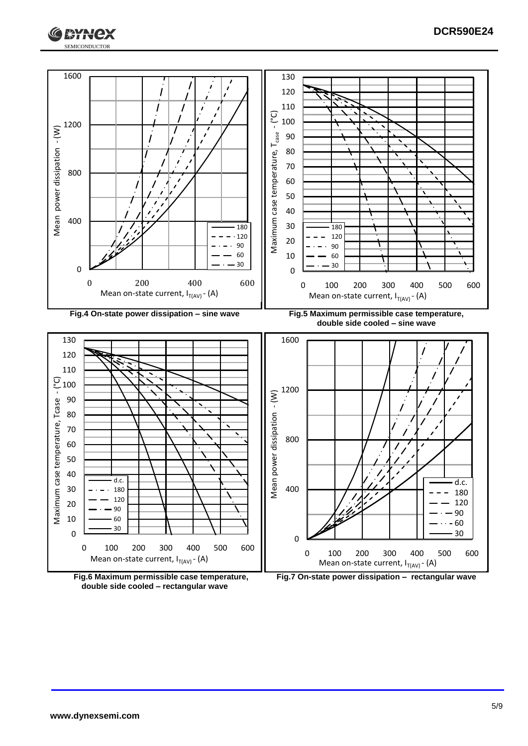Fig.4 On-state power dissipation – sine wave

Fig.5 Maximum permissible case temperature, double side cooled – sine wave

Fig.6 Maximum permissible case temperature, double side cooled – rectangular wave

Fig.7 On-state power dissipation – rectangular wave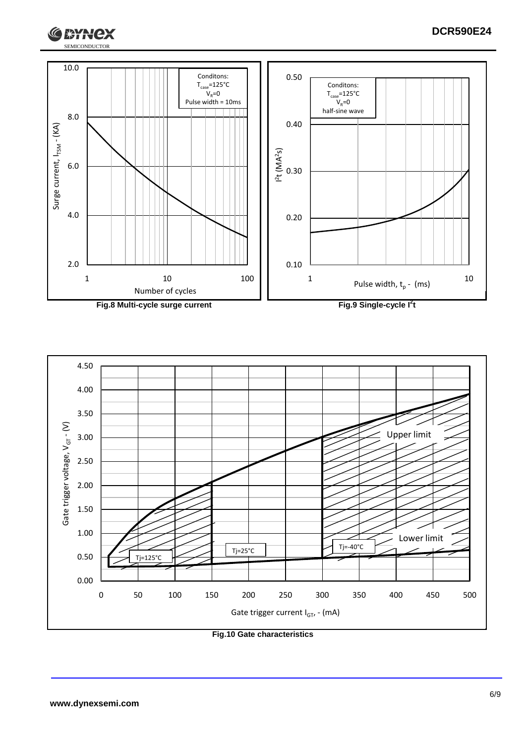Fig.8 Multi-cycle surge current

Fig.9 Single-cycle $I^2t$

Fig.10 Gate characteristics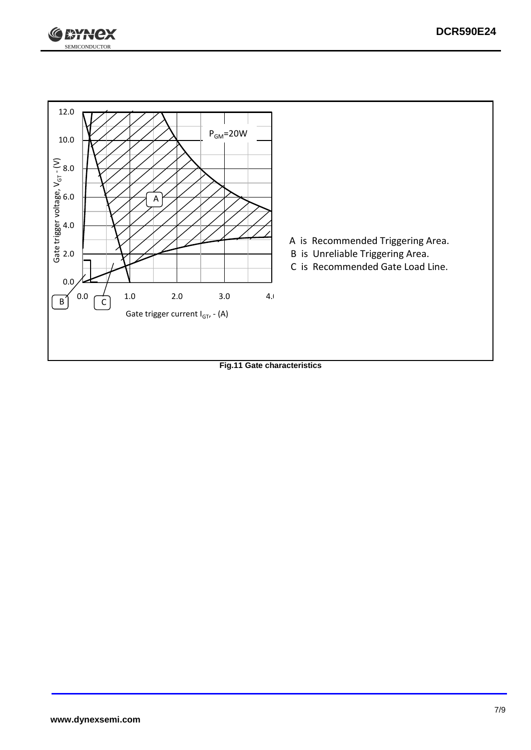A is Recommended Triggering Area.

B is Unreliable Triggering Area.

C is Recommended Gate Load Line.

**Fig.11 Gate characteristics**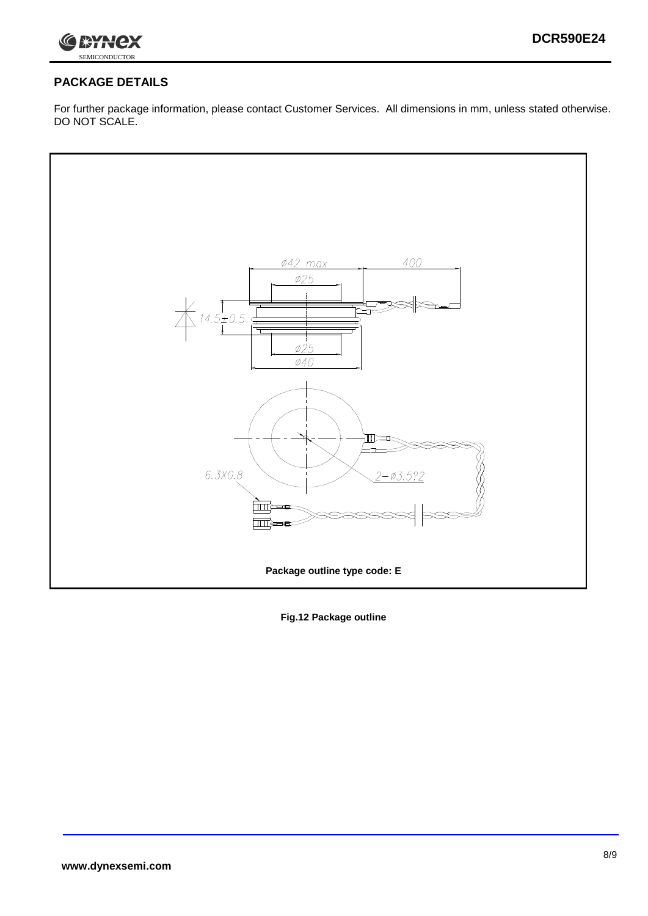## PACKAGE DETAILS

For further package information, please contact Customer Services. All dimensions in mm, unless stated otherwise. DO NOT SCALE.

Package outline type code: E

**Fig.12 Package outline**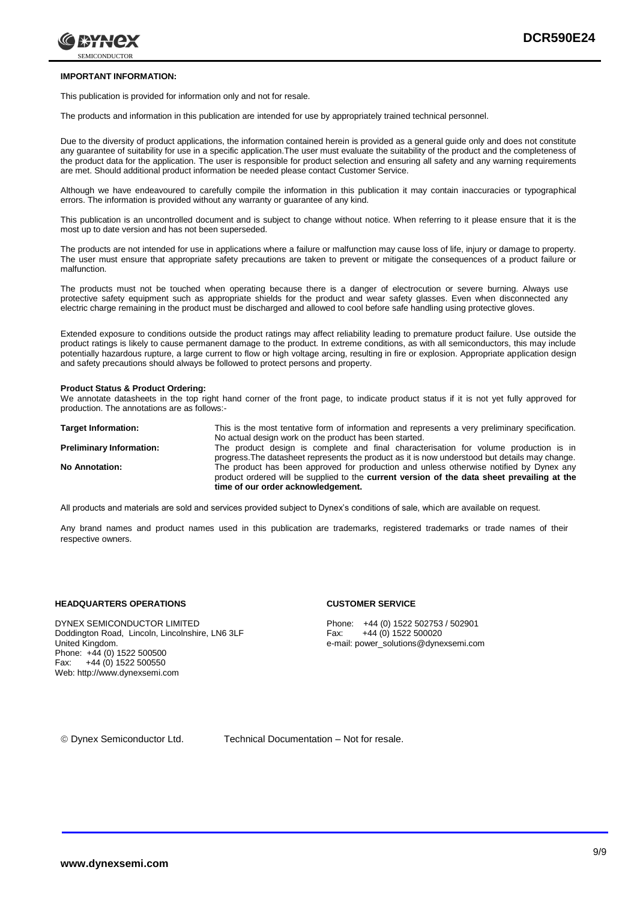**IMPORTANT INFORMATION:**

This publication is provided for information only and not for resale.

The products and information in this publication are intended for use by appropriately trained technical personnel.

Due to the diversity of product applications, the information contained herein is provided as a general guide only and does not constitute any guarantee of suitability for use in a specific application.The user must evaluate the suitability of the product and the completeness of the product data for the application. The user is responsible for product selection and ensuring all safety and any warning requirements are met. Should additional product information be needed please contact Customer Service.

Although we have endeavoured to carefully compile the information in this publication it may contain inaccuracies or typographical errors. The information is provided without any warranty or guarantee of any kind.

This publication is an uncontrolled document and is subject to change without notice. When referring to it please ensure that it is the most up to date version and has not been superseded.

The products are not intended for use in applications where a failure or malfunction may cause loss of life, injury or damage to property. The user must ensure that appropriate safety precautions are taken to prevent or mitigate the consequences of a product failure or malfunction.

The products must not be touched when operating because there is a danger of electrocution or severe burning. Always use protective safety equipment such as appropriate shields for the product and wear safety glasses. Even when disconnected any electric charge remaining in the product must be discharged and allowed to cool before safe handling using protective gloves.

Extended exposure to conditions outside the product ratings may affect reliability leading to premature product failure. Use outside the product ratings is likely to cause permanent damage to the product. In extreme conditions, as with all semiconductors, this may include potentially hazardous rupture, a large current to flow or high voltage arcing, resulting in fire or explosion. Appropriate application design and safety precautions should always be followed to protect persons and property.

**Product Status & Product Ordering:**

We annotate datasheets in the top right hand corner of the front page, to indicate product status if it is not yet fully approved for production. The annotations are as follows:-

| | |
|---|---|
| **Target Information:** | This is the most tentative form of information and represents a very preliminary specification. No actual design work on the product has been started. |
| **Preliminary Information:** | The product design is complete and final characterisation for volume production is in progress.The datasheet represents the product as it is now understood but details may change. |
| **No Annotation:** | The product has been approved for production and unless otherwise notified by Dynex any product ordered will be supplied to the **current version of the data sheet prevailing at the time of our order acknowledgement.** |

All products and materials are sold and services provided subject to Dynex's conditions of sale, which are available on request.

Any brand names and product names used in this publication are trademarks, registered trademarks or trade names of their respective owners.

**HEADQUARTERS OPERATIONS**

DYNEX SEMICONDUCTOR LIMITED
Doddington Road, Lincoln, Lincolnshire, LN6 3LF
United Kingdom.
Phone: +44 (0) 1522 500500
Fax: +44 (0) 1522 500550
Web: http://www.dynexsemi.com

**CUSTOMER SERVICE**

Phone: +44 (0) 1522 502753 / 502901
Fax: +44 (0) 1522 500020
e-mail: power_solutions@dynexsemi.com

© Dynex Semiconductor Ltd. Technical Documentation – Not for resale.